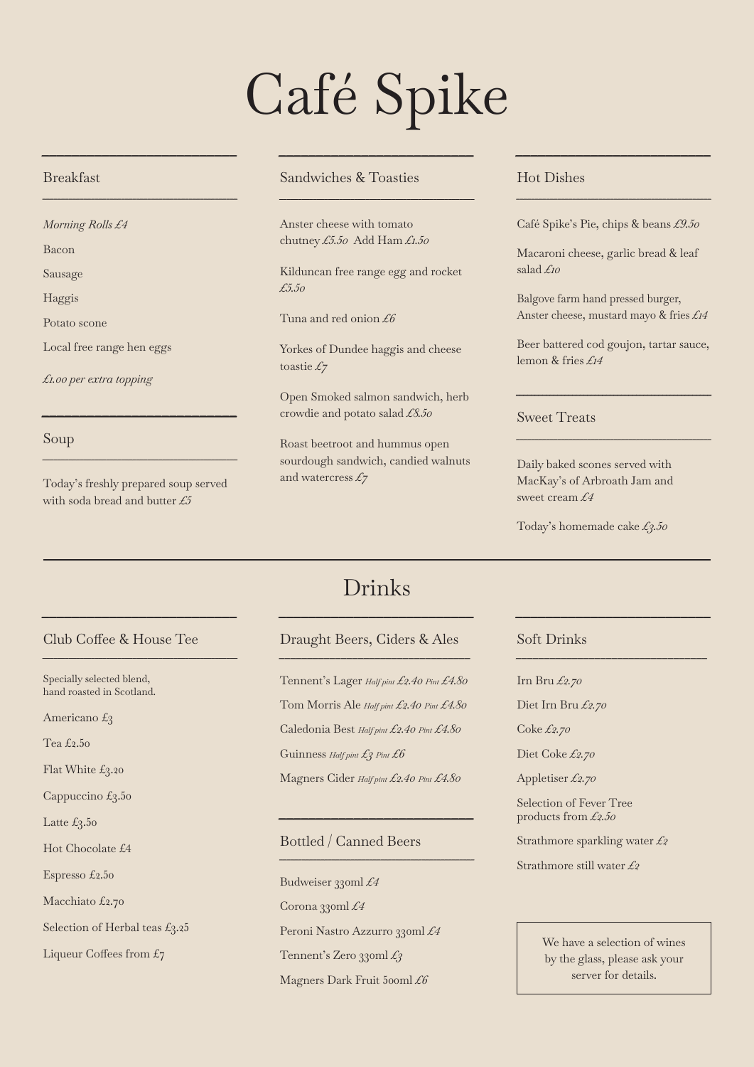# Café Spike

## Breakfast

*Morning Rolls £4*

- Bacon
- Sausage
- Haggis
- Potato scone
- Local free range hen eggs

*£1.00 per extra topping*

## Soup

Today's freshly prepared soup served with soda bread and butter *£5*

## Sandwiches & Toasties

Anster cheese with tomato chutney *£5.50* Add Ham *£1.50*

Kilduncan free range egg and rocket *£5.50*

Tuna and red onion *£6*

Yorkes of Dundee haggis and cheese toastie *£7*

Open Smoked salmon sandwich, herb crowdie and potato salad *£8.50*

Roast beetroot and hummus open sourdough sandwich, candied walnuts and watercress *£7*

## Hot Dishes

Café Spike's Pie, chips & beans *£9.50*

Macaroni cheese, garlic bread & leaf salad *£10*

Balgove farm hand pressed burger, Anster cheese, mustard mayo & fries *£14*

Beer battered cod goujon, tartar sauce, lemon & fries *£14*

## Sweet Treats

Daily baked scones served with MacKay's of Arbroath Jam and sweet cream *£4*

Today's homemade cake *£3.50*

# Drinks

## Club Coffee & House Tee

Specially selected blend, hand roasted in Scotland.

- Americano £3
- Tea £2.50
- Flat White £3.20
- Cappuccino £3.50
- Latte £3.50
- Hot Chocolate £4
- Espresso £2.50
- Macchiato £2.70
- Selection of Herbal teas £3.25
- Liqueur Coffees from £7

## Draught Beers, Ciders & Ales

- Tennent's Lager *Half pint £2.40 Pint £4.80*
- Tom Morris Ale *Half pint £2.40 Pint £4.80*
- Caledonia Best *Half pint £2.40 Pint £4.80*
- Guinness *Half pint £3 Pint £6*
- Magners Cider *Half pint £2.40 Pint £4.80*

## Bottled / Canned Beers

- Budweiser 330ml *£4*
- Corona 330ml *£4*
- Peroni Nastro Azzurro 330ml *£4*
- Tennent's Zero 330ml *£3*
- Magners Dark Fruit 500ml *£6*

## Soft Drinks

- Irn Bru *£2.70*
- Diet Irn Bru *£2.70*
- Coke *£2.70*
- Diet Coke *£2.70*
- Appletiser *£2.70*
- Selection of Fever Tree products from *£2.50*
- Strathmore sparkling water *£2*
- Strathmore still water *£2*

We have a selection of wines by the glass, please ask your server for details.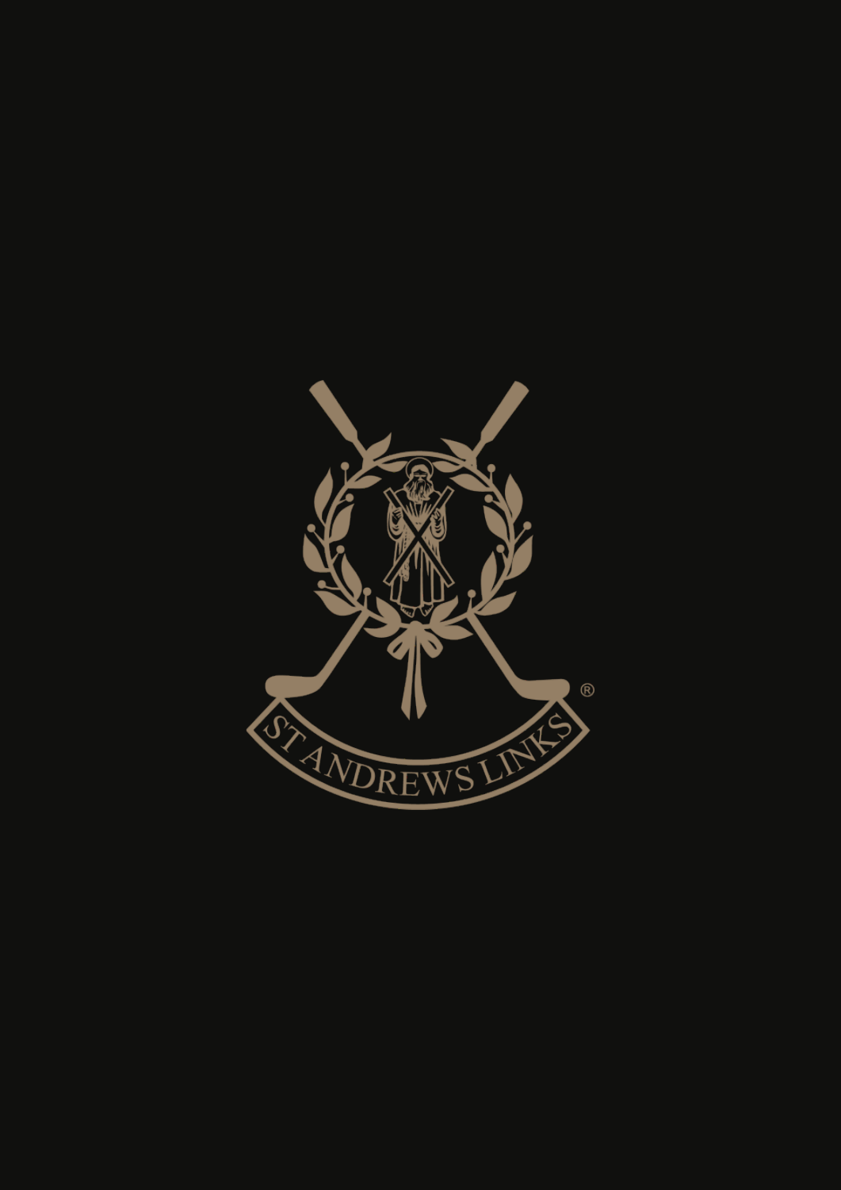ST ANDREWS LINKS®